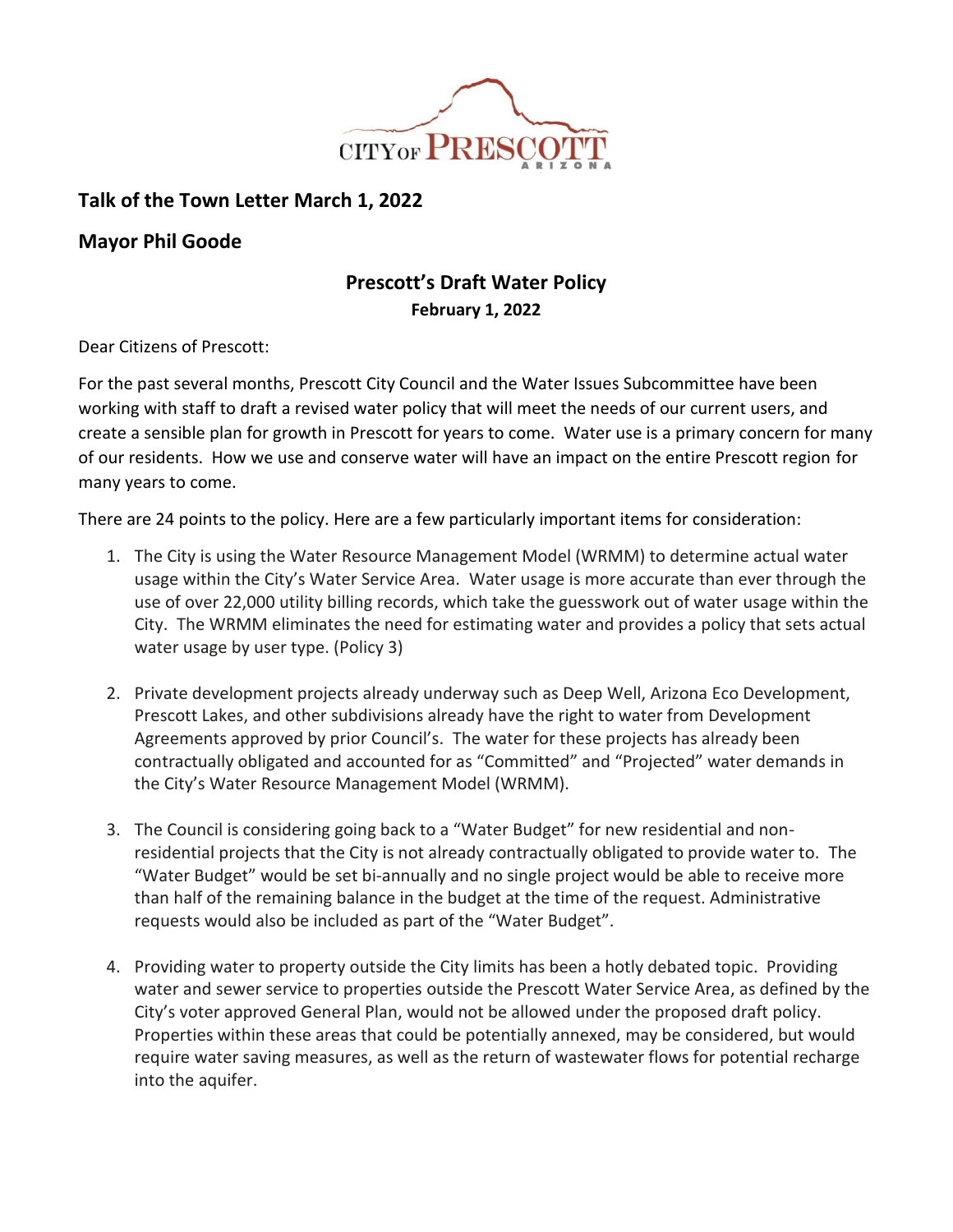CITY OF PRESCOTT
ARIZONA

## Talk of the Town Letter March 1, 2022

## Mayor Phil Goode

### Prescott's Draft Water Policy

**February 1, 2022**

Dear Citizens of Prescott:

For the past several months, Prescott City Council and the Water Issues Subcommittee have been working with staff to draft a revised water policy that will meet the needs of our current users, and create a sensible plan for growth in Prescott for years to come. Water use is a primary concern for many of our residents. How we use and conserve water will have an impact on the entire Prescott region for many years to come.

There are 24 points to the policy. Here are a few particularly important items for consideration:

1. The City is using the Water Resource Management Model (WRMM) to determine actual water usage within the City's Water Service Area. Water usage is more accurate than ever through the use of over 22,000 utility billing records, which take the guesswork out of water usage within the City. The WRMM eliminates the need for estimating water and provides a policy that sets actual water usage by user type. (Policy 3)

2. Private development projects already underway such as Deep Well, Arizona Eco Development, Prescott Lakes, and other subdivisions already have the right to water from Development Agreements approved by prior Council's. The water for these projects has already been contractually obligated and accounted for as "Committed" and "Projected" water demands in the City's Water Resource Management Model (WRMM).

3. The Council is considering going back to a "Water Budget" for new residential and non-residential projects that the City is not already contractually obligated to provide water to. The "Water Budget" would be set bi-annually and no single project would be able to receive more than half of the remaining balance in the budget at the time of the request. Administrative requests would also be included as part of the "Water Budget".

4. Providing water to property outside the City limits has been a hotly debated topic. Providing water and sewer service to properties outside the Prescott Water Service Area, as defined by the City's voter approved General Plan, would not be allowed under the proposed draft policy. Properties within these areas that could be potentially annexed, may be considered, but would require water saving measures, as well as the return of wastewater flows for potential recharge into the aquifer.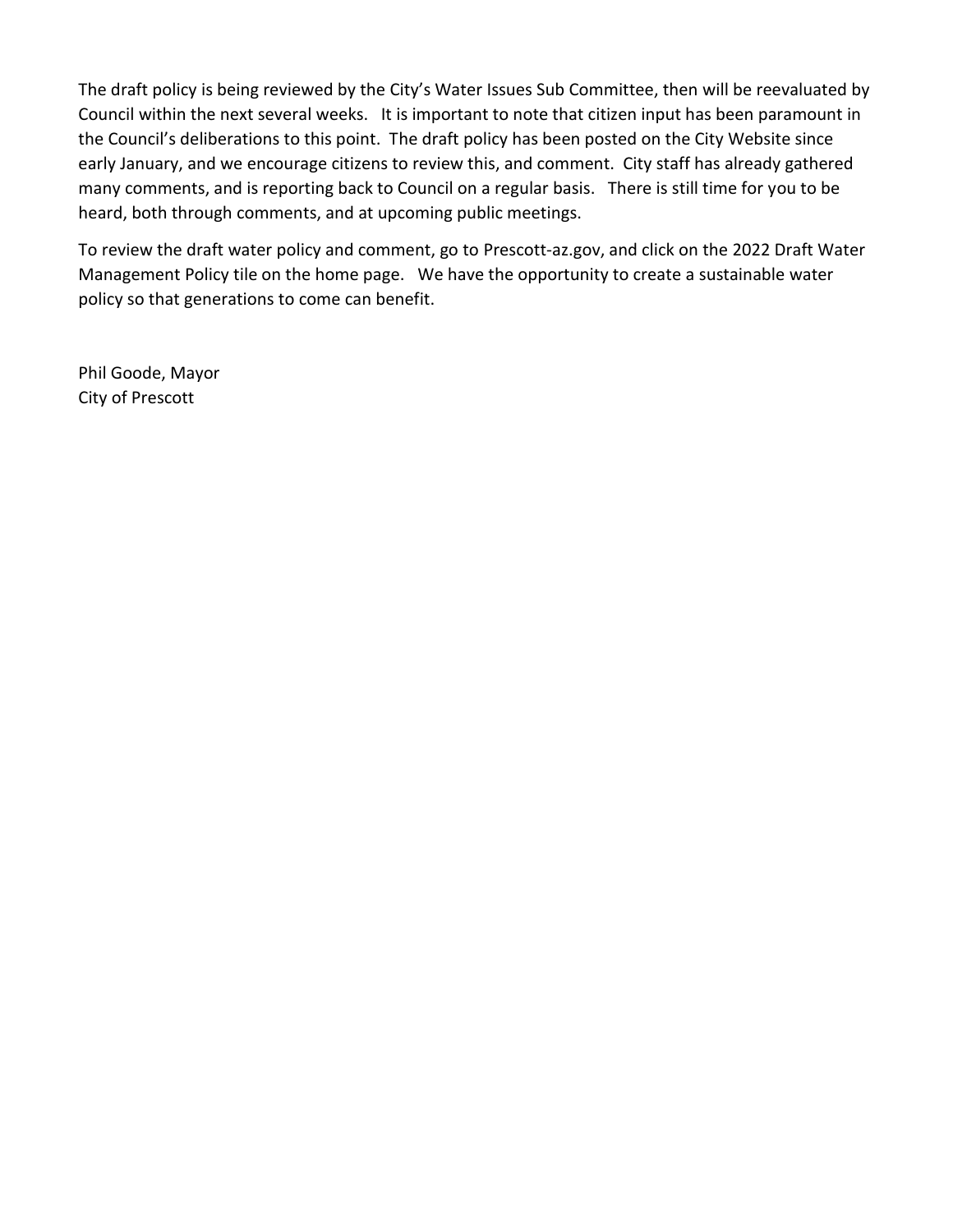The draft policy is being reviewed by the City's Water Issues Sub Committee, then will be reevaluated by Council within the next several weeks. It is important to note that citizen input has been paramount in the Council's deliberations to this point. The draft policy has been posted on the City Website since early January, and we encourage citizens to review this, and comment. City staff has already gathered many comments, and is reporting back to Council on a regular basis. There is still time for you to be heard, both through comments, and at upcoming public meetings.

To review the draft water policy and comment, go to Prescott-az.gov, and click on the 2022 Draft Water Management Policy tile on the home page. We have the opportunity to create a sustainable water policy so that generations to come can benefit.

Phil Goode, Mayor
City of Prescott